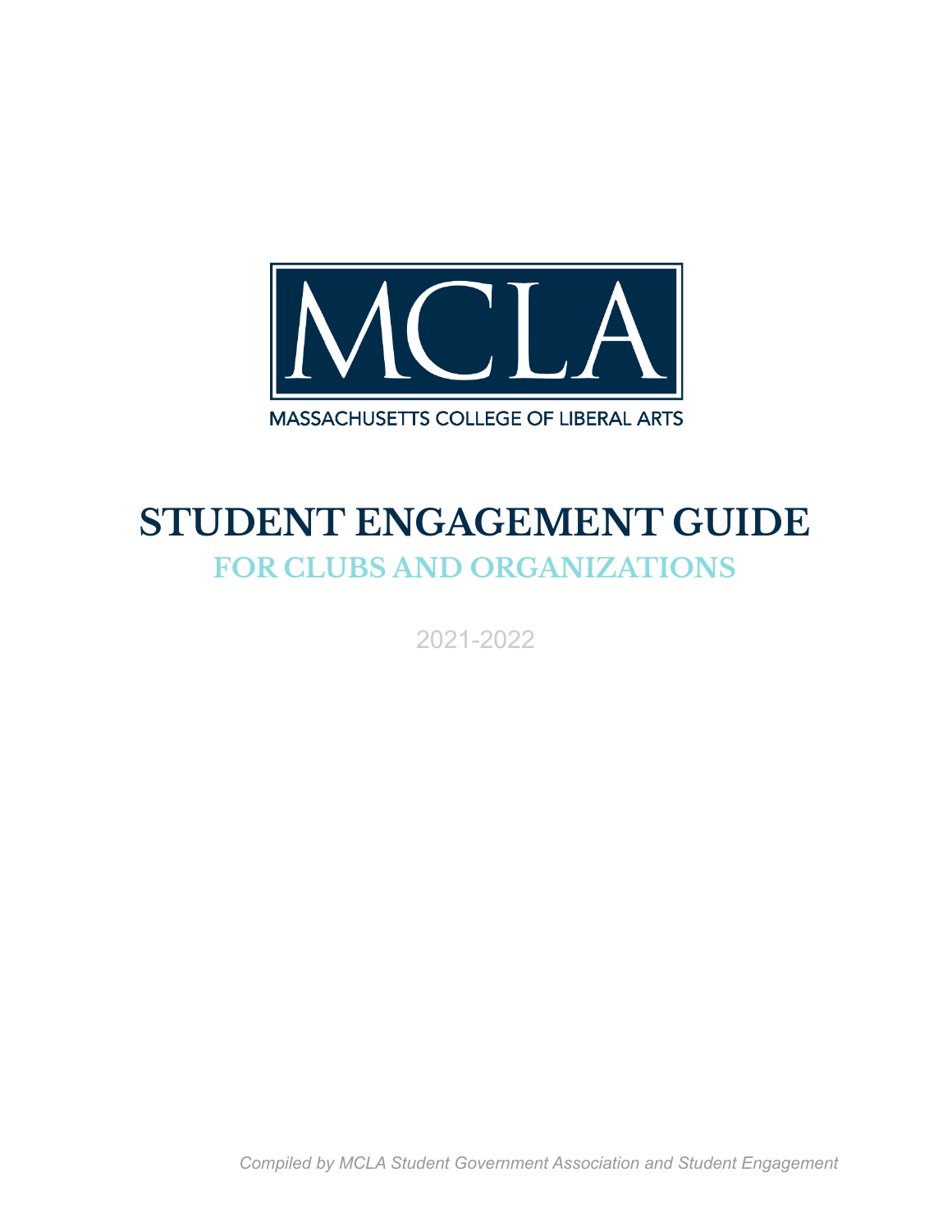MCLA

MASSACHUSETTS COLLEGE OF LIBERAL ARTS

# STUDENT ENGAGEMENT GUIDE

## FOR CLUBS AND ORGANIZATIONS

2021-2022

*Compiled by MCLA Student Government Association and Student Engagement*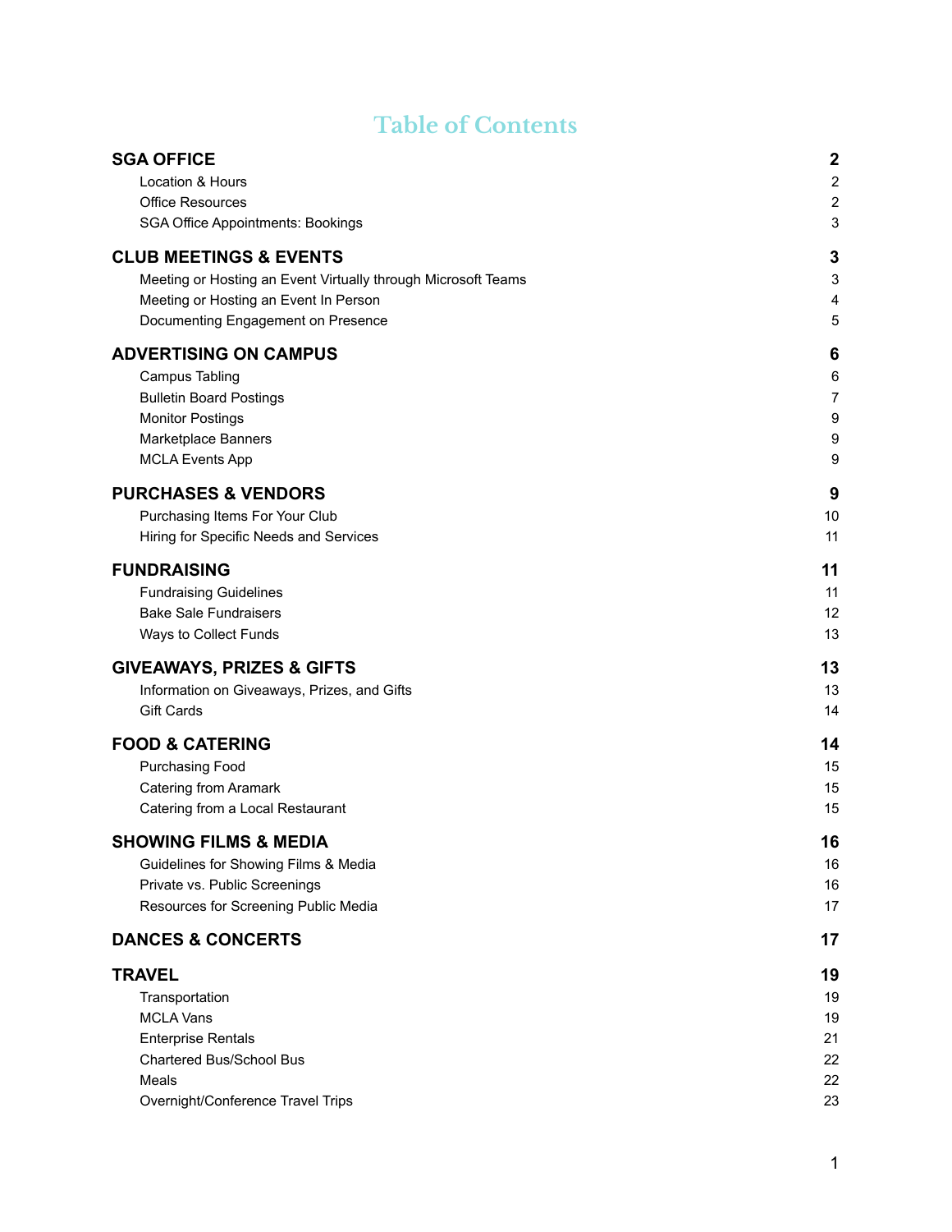# Table of Contents

| | |
|---|---|
| **SGA OFFICE** | **2** |
| Location & Hours | 2 |
| Office Resources | 2 |
| SGA Office Appointments: Bookings | 3 |
| **CLUB MEETINGS & EVENTS** | **3** |
| Meeting or Hosting an Event Virtually through Microsoft Teams | 3 |
| Meeting or Hosting an Event In Person | 4 |
| Documenting Engagement on Presence | 5 |
| **ADVERTISING ON CAMPUS** | **6** |
| Campus Tabling | 6 |
| Bulletin Board Postings | 7 |
| Monitor Postings | 9 |
| Marketplace Banners | 9 |
| MCLA Events App | 9 |
| **PURCHASES & VENDORS** | **9** |
| Purchasing Items For Your Club | 10 |
| Hiring for Specific Needs and Services | 11 |
| **FUNDRAISING** | **11** |
| Fundraising Guidelines | 11 |
| Bake Sale Fundraisers | 12 |
| Ways to Collect Funds | 13 |
| **GIVEAWAYS, PRIZES & GIFTS** | **13** |
| Information on Giveaways, Prizes, and Gifts | 13 |
| Gift Cards | 14 |
| **FOOD & CATERING** | **14** |
| Purchasing Food | 15 |
| Catering from Aramark | 15 |
| Catering from a Local Restaurant | 15 |
| **SHOWING FILMS & MEDIA** | **16** |
| Guidelines for Showing Films & Media | 16 |
| Private vs. Public Screenings | 16 |
| Resources for Screening Public Media | 17 |
| **DANCES & CONCERTS** | **17** |
| **TRAVEL** | **19** |
| Transportation | 19 |
| MCLA Vans | 19 |
| Enterprise Rentals | 21 |
| Chartered Bus/School Bus | 22 |
| Meals | 22 |
| Overnight/Conference Travel Trips | 23 |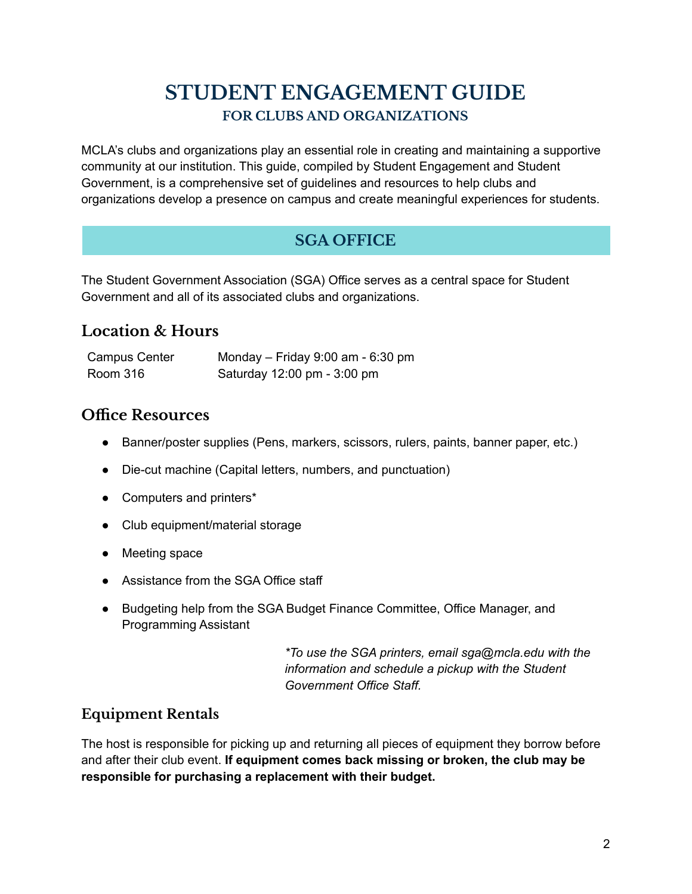# STUDENT ENGAGEMENT GUIDE
### FOR CLUBS AND ORGANIZATIONS

MCLA's clubs and organizations play an essential role in creating and maintaining a supportive community at our institution. This guide, compiled by Student Engagement and Student Government, is a comprehensive set of guidelines and resources to help clubs and organizations develop a presence on campus and create meaningful experiences for students.

## SGA OFFICE

The Student Government Association (SGA) Office serves as a central space for Student Government and all of its associated clubs and organizations.

### Location & Hours

| | |
|---|---|
| Campus Center | Monday – Friday 9:00 am - 6:30 pm |
| Room 316 | Saturday 12:00 pm - 3:00 pm |

### Office Resources

- Banner/poster supplies (Pens, markers, scissors, rulers, paints, banner paper, etc.)
- Die-cut machine (Capital letters, numbers, and punctuation)
- Computers and printers*
- Club equipment/material storage
- Meeting space
- Assistance from the SGA Office staff
- Budgeting help from the SGA Budget Finance Committee, Office Manager, and Programming Assistant

*\*To use the SGA printers, email sga@mcla.edu with the information and schedule a pickup with the Student Government Office Staff.*

### Equipment Rentals

The host is responsible for picking up and returning all pieces of equipment they borrow before and after their club event. **If equipment comes back missing or broken, the club may be responsible for purchasing a replacement with their budget.**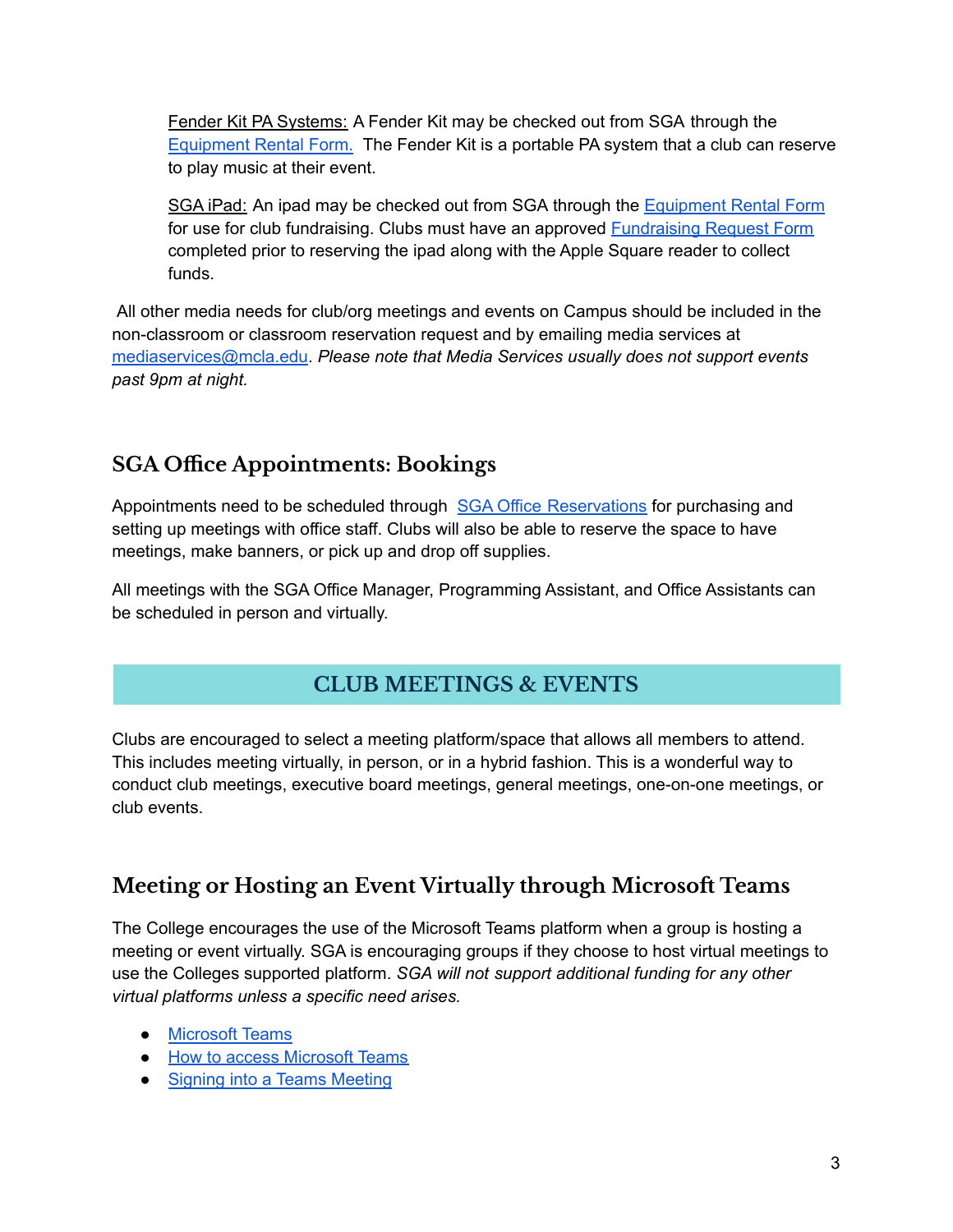Fender Kit PA Systems: A Fender Kit may be checked out from SGA through the Equipment Rental Form. The Fender Kit is a portable PA system that a club can reserve to play music at their event.

SGA iPad: An ipad may be checked out from SGA through the Equipment Rental Form for use for club fundraising. Clubs must have an approved Fundraising Request Form completed prior to reserving the ipad along with the Apple Square reader to collect funds.

All other media needs for club/org meetings and events on Campus should be included in the non-classroom or classroom reservation request and by emailing media services at mediaservices@mcla.edu. *Please note that Media Services usually does not support events past 9pm at night.*

## SGA Office Appointments: Bookings

Appointments need to be scheduled through SGA Office Reservations for purchasing and setting up meetings with office staff. Clubs will also be able to reserve the space to have meetings, make banners, or pick up and drop off supplies.

All meetings with the SGA Office Manager, Programming Assistant, and Office Assistants can be scheduled in person and virtually.

# CLUB MEETINGS & EVENTS

Clubs are encouraged to select a meeting platform/space that allows all members to attend. This includes meeting virtually, in person, or in a hybrid fashion. This is a wonderful way to conduct club meetings, executive board meetings, general meetings, one-on-one meetings, or club events.

## Meeting or Hosting an Event Virtually through Microsoft Teams

The College encourages the use of the Microsoft Teams platform when a group is hosting a meeting or event virtually. SGA is encouraging groups if they choose to host virtual meetings to use the Colleges supported platform. *SGA will not support additional funding for any other virtual platforms unless a specific need arises.*

- Microsoft Teams
- How to access Microsoft Teams
- Signing into a Teams Meeting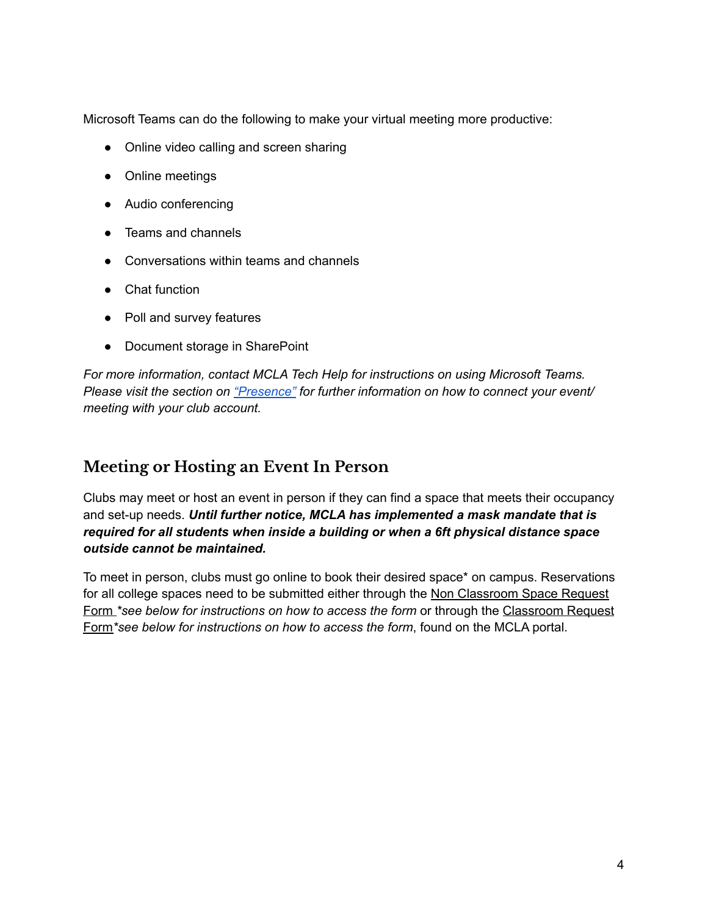Microsoft Teams can do the following to make your virtual meeting more productive:

- Online video calling and screen sharing
- Online meetings
- Audio conferencing
- Teams and channels
- Conversations within teams and channels
- Chat function
- Poll and survey features
- Document storage in SharePoint

*For more information, contact MCLA Tech Help for instructions on using Microsoft Teams. Please visit the section on "Presence" for further information on how to connect your event/ meeting with your club account.*

## Meeting or Hosting an Event In Person

Clubs may meet or host an event in person if they can find a space that meets their occupancy and set-up needs. ***Until further notice, MCLA has implemented a mask mandate that is required for all students when inside a building or when a 6ft physical distance space outside cannot be maintained.***

To meet in person, clubs must go online to book their desired space* on campus. Reservations for all college spaces need to be submitted either through the Non Classroom Space Request Form *\*see below for instructions on how to access the form* or through the Classroom Request Form*\*see below for instructions on how to access the form*, found on the MCLA portal.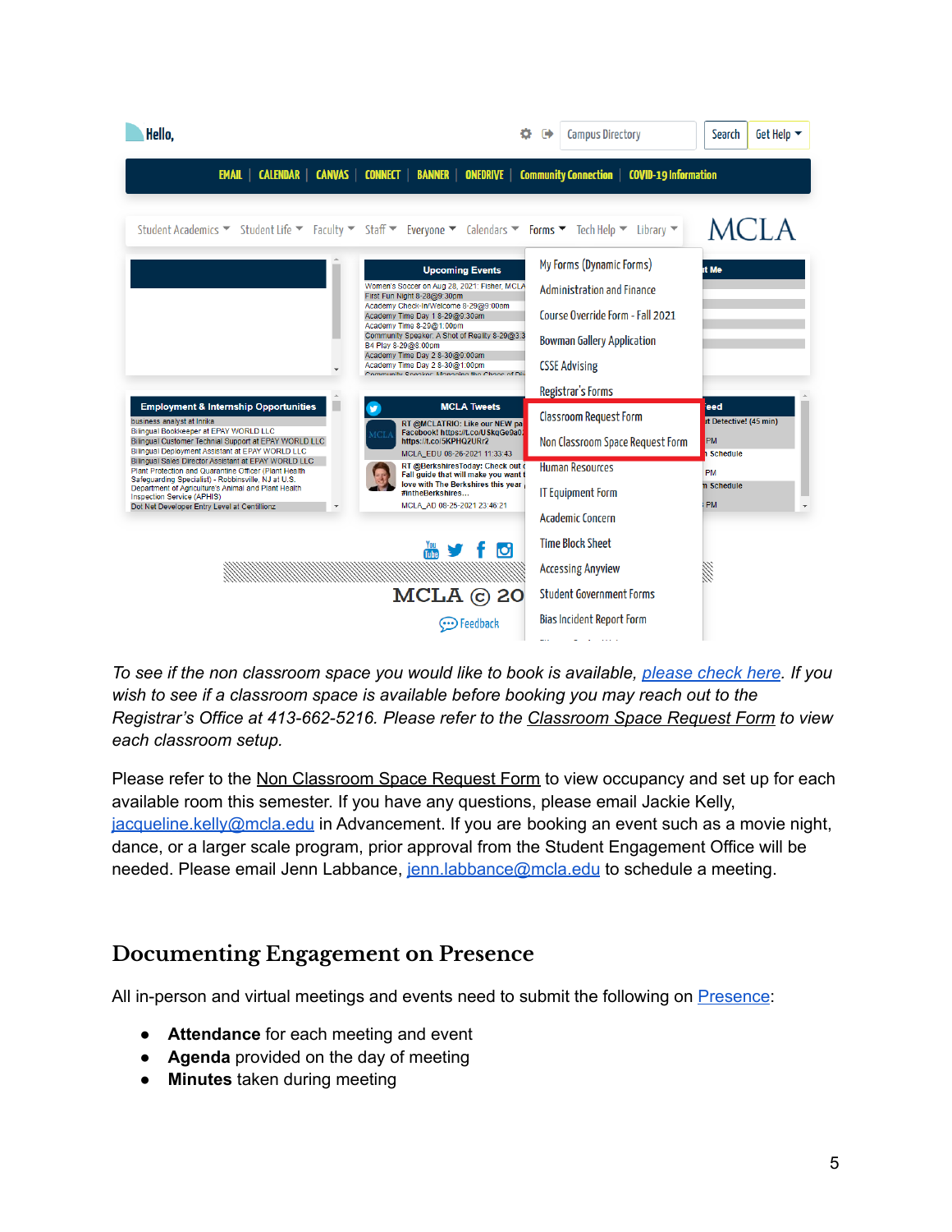*To see if the non classroom space you would like to book is available, [please check here](). If you wish to see if a classroom space is available before booking you may reach out to the Registrar's Office at 413-662-5216. Please refer to the Classroom Space Request Form to view each classroom setup.*

Please refer to the Non Classroom Space Request Form to view occupancy and set up for each available room this semester. If you have any questions, please email Jackie Kelly, jacqueline.kelly@mcla.edu in Advancement. If you are booking an event such as a movie night, dance, or a larger scale program, prior approval from the Student Engagement Office will be needed. Please email Jenn Labbance, jenn.labbance@mcla.edu to schedule a meeting.

## Documenting Engagement on Presence

All in-person and virtual meetings and events need to submit the following on Presence:

- **Attendance** for each meeting and event
- **Agenda** provided on the day of meeting
- **Minutes** taken during meeting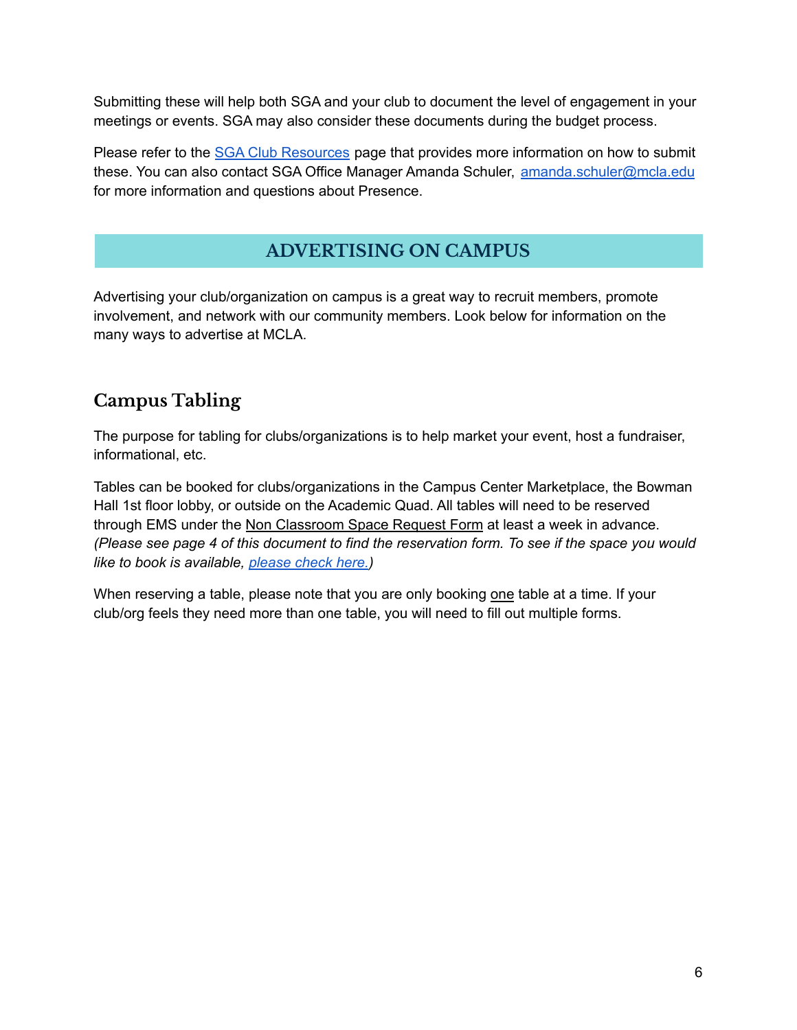Submitting these will help both SGA and your club to document the level of engagement in your meetings or events. SGA may also consider these documents during the budget process.

Please refer to the [SGA Club Resources]() page that provides more information on how to submit these. You can also contact SGA Office Manager Amanda Schuler, [amanda.schuler@mcla.edu](mailto:amanda.schuler@mcla.edu) for more information and questions about Presence.

## ADVERTISING ON CAMPUS

Advertising your club/organization on campus is a great way to recruit members, promote involvement, and network with our community members. Look below for information on the many ways to advertise at MCLA.

### Campus Tabling

The purpose for tabling for clubs/organizations is to help market your event, host a fundraiser, informational, etc.

Tables can be booked for clubs/organizations in the Campus Center Marketplace, the Bowman Hall 1st floor lobby, or outside on the Academic Quad. All tables will need to be reserved through EMS under the Non Classroom Space Request Form at least a week in advance. *(Please see page 4 of this document to find the reservation form. To see if the space you would like to book is available, [please check here.]())*

When reserving a table, please note that you are only booking one table at a time. If your club/org feels they need more than one table, you will need to fill out multiple forms.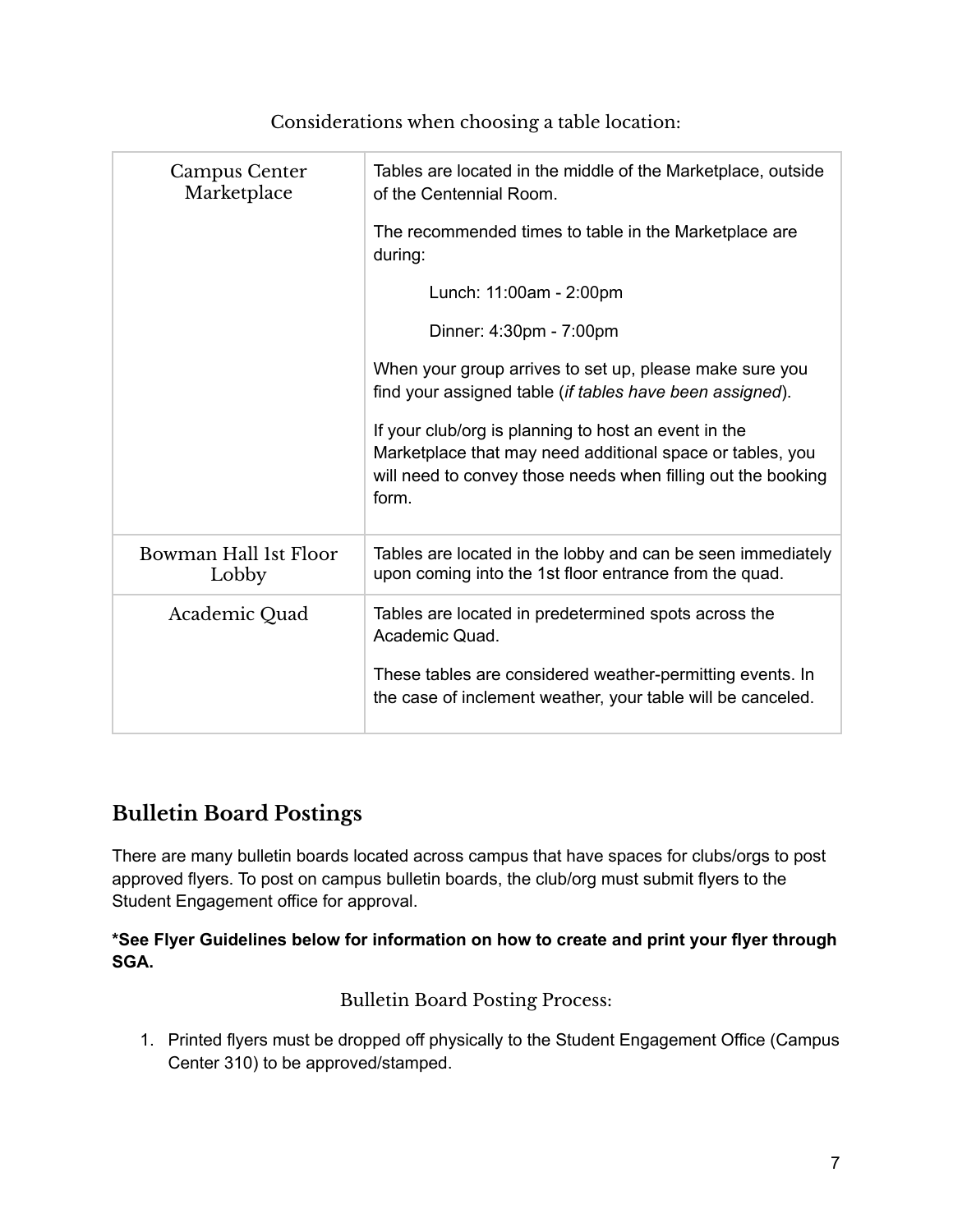Considerations when choosing a table location:

| | |
|---|---|
| Campus Center Marketplace | Tables are located in the middle of the Marketplace, outside of the Centennial Room.<br><br>The recommended times to table in the Marketplace are during:<br><br>Lunch: 11:00am - 2:00pm<br><br>Dinner: 4:30pm - 7:00pm<br><br>When your group arrives to set up, please make sure you find your assigned table (*if tables have been assigned*).<br><br>If your club/org is planning to host an event in the Marketplace that may need additional space or tables, you will need to convey those needs when filling out the booking form. |
| Bowman Hall 1st Floor Lobby | Tables are located in the lobby and can be seen immediately upon coming into the 1st floor entrance from the quad. |
| Academic Quad | Tables are located in predetermined spots across the Academic Quad.<br><br>These tables are considered weather-permitting events. In the case of inclement weather, your table will be canceled. |

## Bulletin Board Postings

There are many bulletin boards located across campus that have spaces for clubs/orgs to post approved flyers. To post on campus bulletin boards, the club/org must submit flyers to the Student Engagement office for approval.

**\*See Flyer Guidelines below for information on how to create and print your flyer through SGA.**

Bulletin Board Posting Process:

1. Printed flyers must be dropped off physically to the Student Engagement Office (Campus Center 310) to be approved/stamped.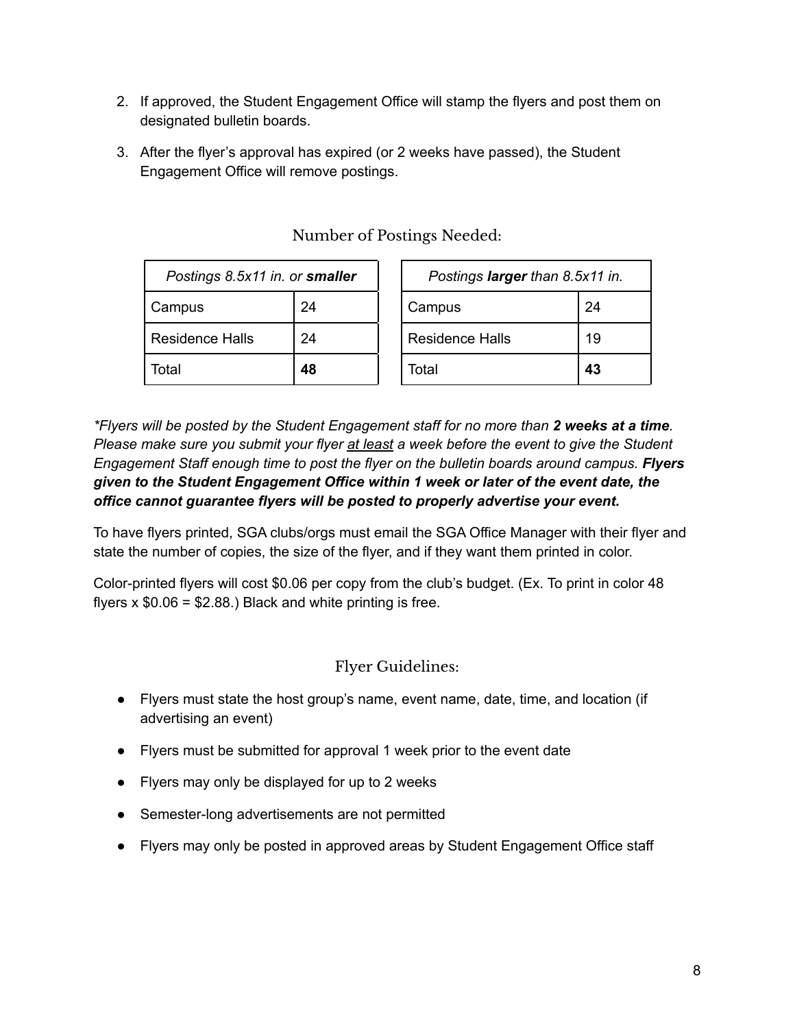2. If approved, the Student Engagement Office will stamp the flyers and post them on designated bulletin boards.
3. After the flyer's approval has expired (or 2 weeks have passed), the Student Engagement Office will remove postings.

## Number of Postings Needed:

| *Postings 8.5x11 in. or **smaller*** | |
|---|---|
| Campus | 24 |
| Residence Halls | 24 |
| Total | **48** |

| *Postings **larger** than 8.5x11 in.* | |
|---|---|
| Campus | 24 |
| Residence Halls | 19 |
| Total | **43** |

*\*Flyers will be posted by the Student Engagement staff for no more than **2 weeks at a time**. Please make sure you submit your flyer <u>at least</u> a week before the event to give the Student Engagement Staff enough time to post the flyer on the bulletin boards around campus. **Flyers given to the Student Engagement Office within 1 week or later of the event date, the office cannot guarantee flyers will be posted to properly advertise your event.***

To have flyers printed, SGA clubs/orgs must email the SGA Office Manager with their flyer and state the number of copies, the size of the flyer, and if they want them printed in color.

Color-printed flyers will cost $0.06 per copy from the club's budget. (Ex. To print in color 48 flyers x $0.06 = $2.88.) Black and white printing is free.

## Flyer Guidelines:

- Flyers must state the host group's name, event name, date, time, and location (if advertising an event)
- Flyers must be submitted for approval 1 week prior to the event date
- Flyers may only be displayed for up to 2 weeks
- Semester-long advertisements are not permitted
- Flyers may only be posted in approved areas by Student Engagement Office staff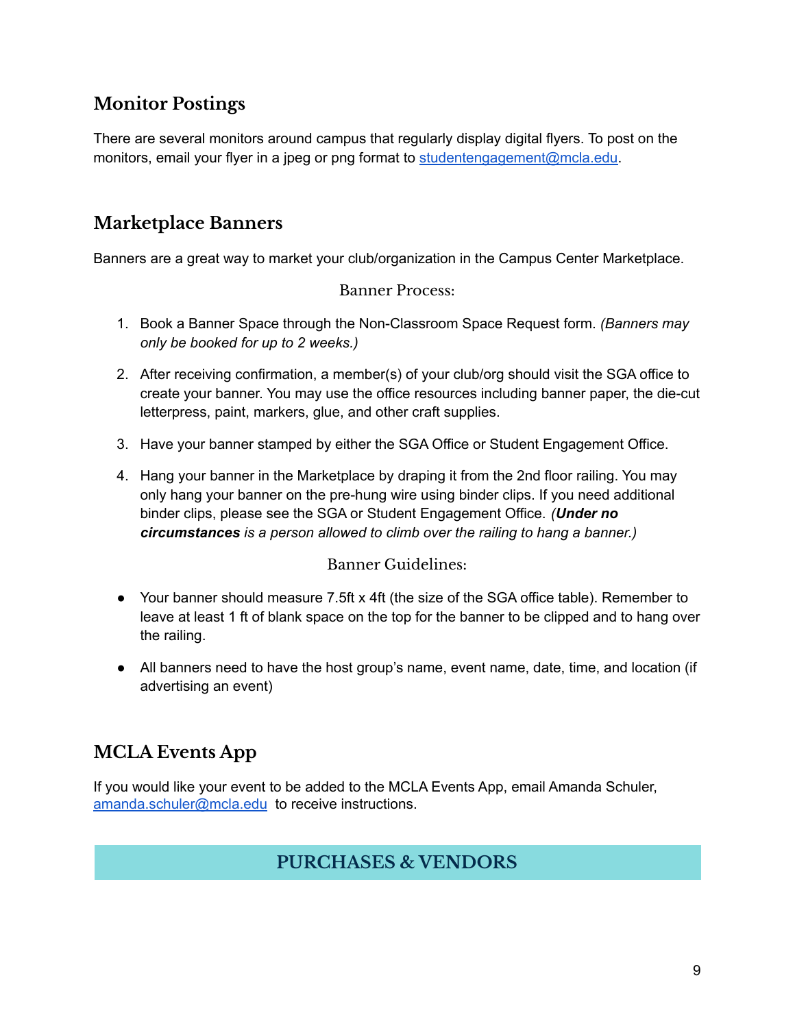## Monitor Postings

There are several monitors around campus that regularly display digital flyers. To post on the monitors, email your flyer in a jpeg or png format to studentengagement@mcla.edu.

## Marketplace Banners

Banners are a great way to market your club/organization in the Campus Center Marketplace.

### Banner Process:

1. Book a Banner Space through the Non-Classroom Space Request form. *(Banners may only be booked for up to 2 weeks.)*
2. After receiving confirmation, a member(s) of your club/org should visit the SGA office to create your banner. You may use the office resources including banner paper, the die-cut letterpress, paint, markers, glue, and other craft supplies.
3. Have your banner stamped by either the SGA Office or Student Engagement Office.
4. Hang your banner in the Marketplace by draping it from the 2nd floor railing. You may only hang your banner on the pre-hung wire using binder clips. If you need additional binder clips, please see the SGA or Student Engagement Office. *(**Under no circumstances** is a person allowed to climb over the railing to hang a banner.)*

### Banner Guidelines:

- Your banner should measure 7.5ft x 4ft (the size of the SGA office table). Remember to leave at least 1 ft of blank space on the top for the banner to be clipped and to hang over the railing.
- All banners need to have the host group's name, event name, date, time, and location (if advertising an event)

## MCLA Events App

If you would like your event to be added to the MCLA Events App, email Amanda Schuler, amanda.schuler@mcla.edu to receive instructions.

# PURCHASES & VENDORS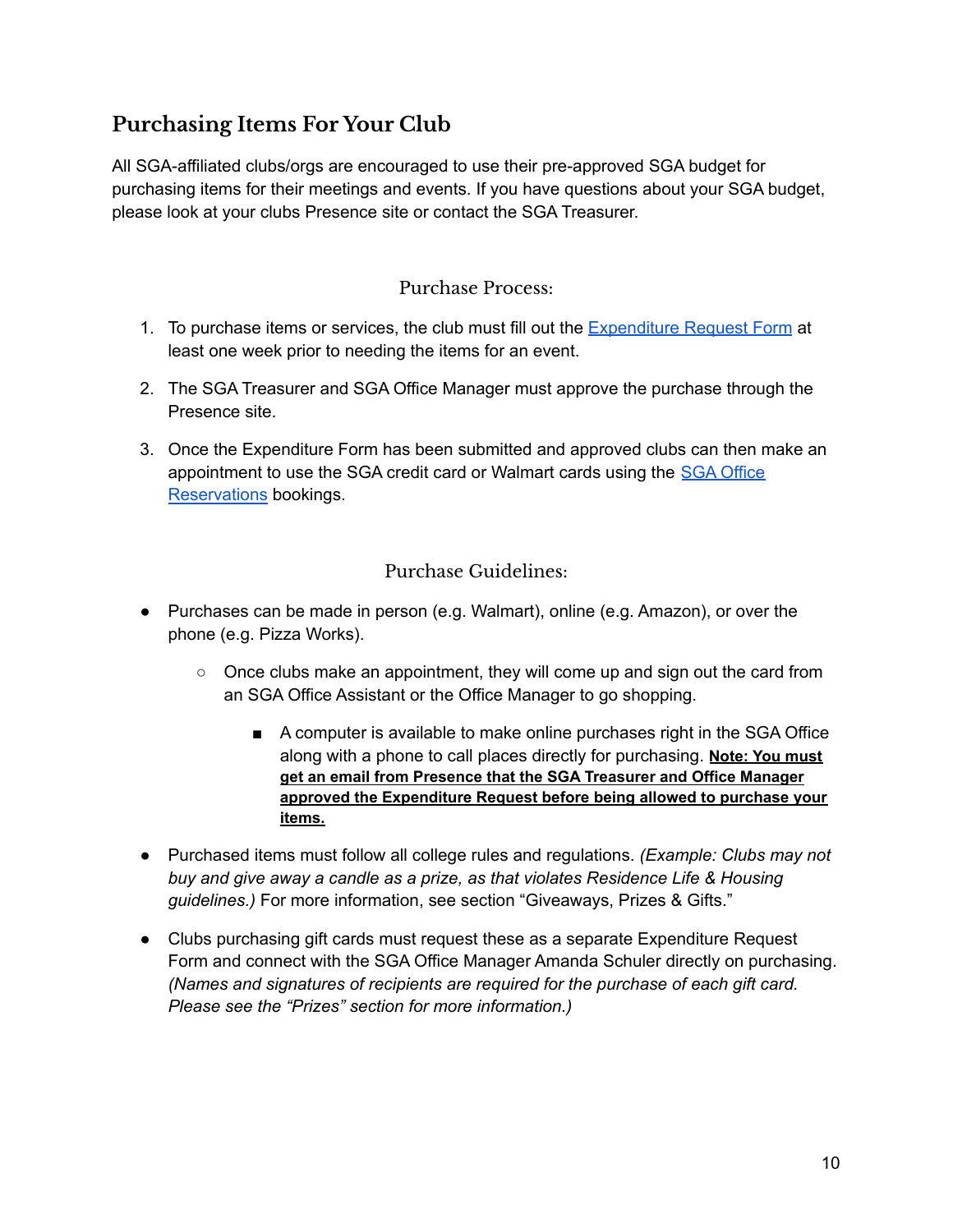## Purchasing Items For Your Club

All SGA-affiliated clubs/orgs are encouraged to use their pre-approved SGA budget for purchasing items for their meetings and events. If you have questions about your SGA budget, please look at your clubs Presence site or contact the SGA Treasurer.

### Purchase Process:

1. To purchase items or services, the club must fill out the [Expenditure Request Form]() at least one week prior to needing the items for an event.
2. The SGA Treasurer and SGA Office Manager must approve the purchase through the Presence site.
3. Once the Expenditure Form has been submitted and approved clubs can then make an appointment to use the SGA credit card or Walmart cards using the [SGA Office Reservations]() bookings.

### Purchase Guidelines:

- Purchases can be made in person (e.g. Walmart), online (e.g. Amazon), or over the phone (e.g. Pizza Works).
    - Once clubs make an appointment, they will come up and sign out the card from an SGA Office Assistant or the Office Manager to go shopping.
        - A computer is available to make online purchases right in the SGA Office along with a phone to call places directly for purchasing. **Note: You must get an email from Presence that the SGA Treasurer and Office Manager approved the Expenditure Request before being allowed to purchase your items.**
- Purchased items must follow all college rules and regulations. *(Example: Clubs may not buy and give away a candle as a prize, as that violates Residence Life & Housing guidelines.)* For more information, see section "Giveaways, Prizes & Gifts."
- Clubs purchasing gift cards must request these as a separate Expenditure Request Form and connect with the SGA Office Manager Amanda Schuler directly on purchasing. *(Names and signatures of recipients are required for the purchase of each gift card. Please see the "Prizes" section for more information.)*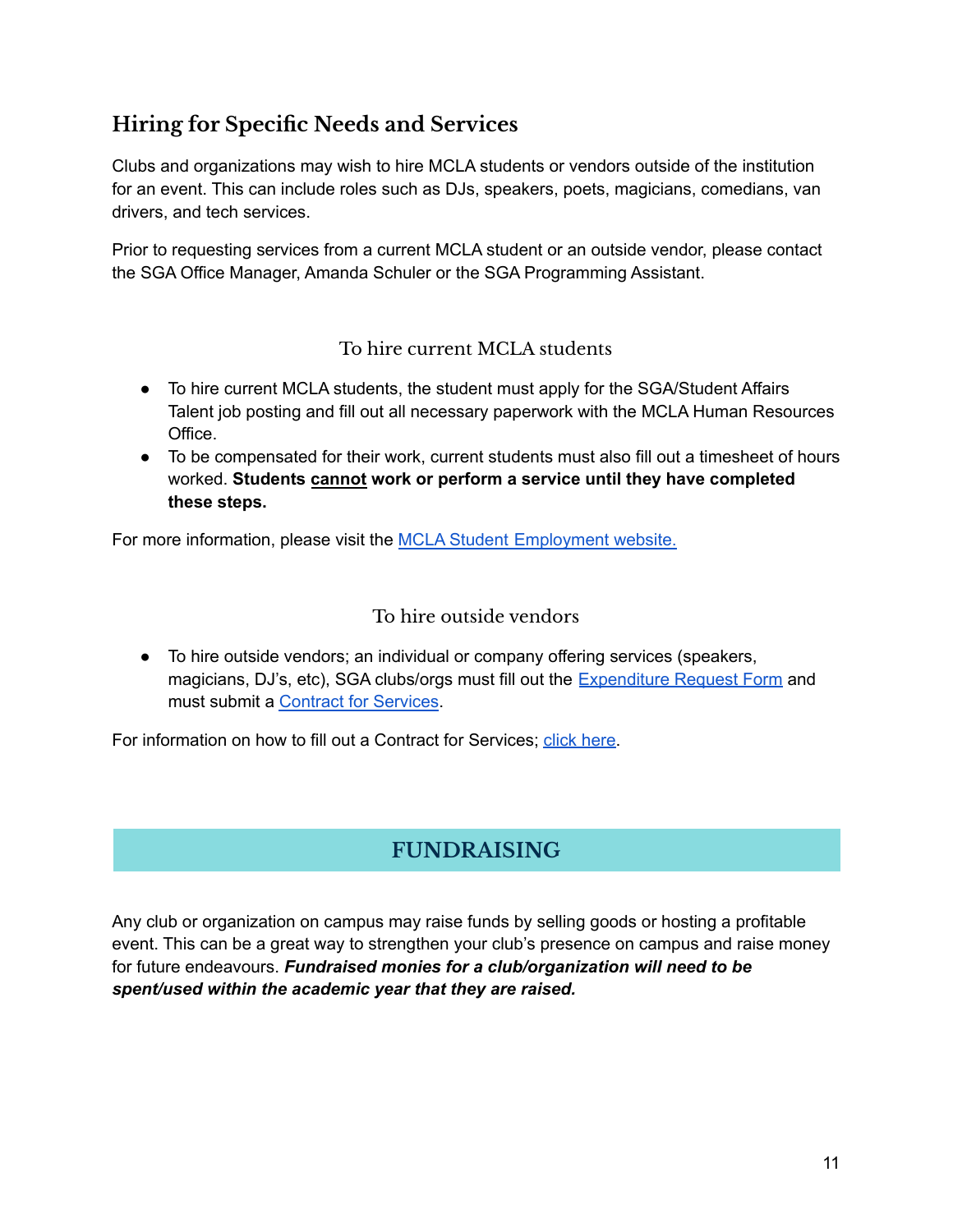## Hiring for Specific Needs and Services

Clubs and organizations may wish to hire MCLA students or vendors outside of the institution for an event. This can include roles such as DJs, speakers, poets, magicians, comedians, van drivers, and tech services.

Prior to requesting services from a current MCLA student or an outside vendor, please contact the SGA Office Manager, Amanda Schuler or the SGA Programming Assistant.

### To hire current MCLA students

- To hire current MCLA students, the student must apply for the SGA/Student Affairs Talent job posting and fill out all necessary paperwork with the MCLA Human Resources Office.
- To be compensated for their work, current students must also fill out a timesheet of hours worked. **Students <u>cannot</u> work or perform a service until they have completed these steps.**

For more information, please visit the [MCLA Student Employment website.](#)

### To hire outside vendors

- To hire outside vendors; an individual or company offering services (speakers, magicians, DJ's, etc), SGA clubs/orgs must fill out the [Expenditure Request Form](#) and must submit a [Contract for Services](#).

For information on how to fill out a Contract for Services; [click here](#).

## FUNDRAISING

Any club or organization on campus may raise funds by selling goods or hosting a profitable event. This can be a great way to strengthen your club's presence on campus and raise money for future endeavours. ***Fundraised monies for a club/organization will need to be spent/used within the academic year that they are raised.***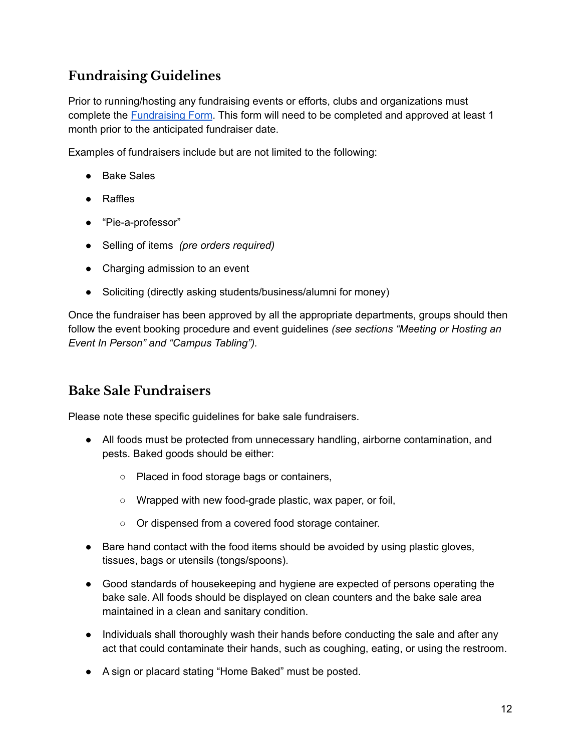## Fundraising Guidelines

Prior to running/hosting any fundraising events or efforts, clubs and organizations must complete the [Fundraising Form](). This form will need to be completed and approved at least 1 month prior to the anticipated fundraiser date.

Examples of fundraisers include but are not limited to the following:

- Bake Sales
- Raffles
- “Pie-a-professor”
- Selling of items *(pre orders required)*
- Charging admission to an event
- Soliciting (directly asking students/business/alumni for money)

Once the fundraiser has been approved by all the appropriate departments, groups should then follow the event booking procedure and event guidelines *(see sections “Meeting or Hosting an Event In Person” and “Campus Tabling”).*

## Bake Sale Fundraisers

Please note these specific guidelines for bake sale fundraisers.

- All foods must be protected from unnecessary handling, airborne contamination, and pests. Baked goods should be either:
    - Placed in food storage bags or containers,
    - Wrapped with new food-grade plastic, wax paper, or foil,
    - Or dispensed from a covered food storage container.
- Bare hand contact with the food items should be avoided by using plastic gloves, tissues, bags or utensils (tongs/spoons).
- Good standards of housekeeping and hygiene are expected of persons operating the bake sale. All foods should be displayed on clean counters and the bake sale area maintained in a clean and sanitary condition.
- Individuals shall thoroughly wash their hands before conducting the sale and after any act that could contaminate their hands, such as coughing, eating, or using the restroom.
- A sign or placard stating “Home Baked” must be posted.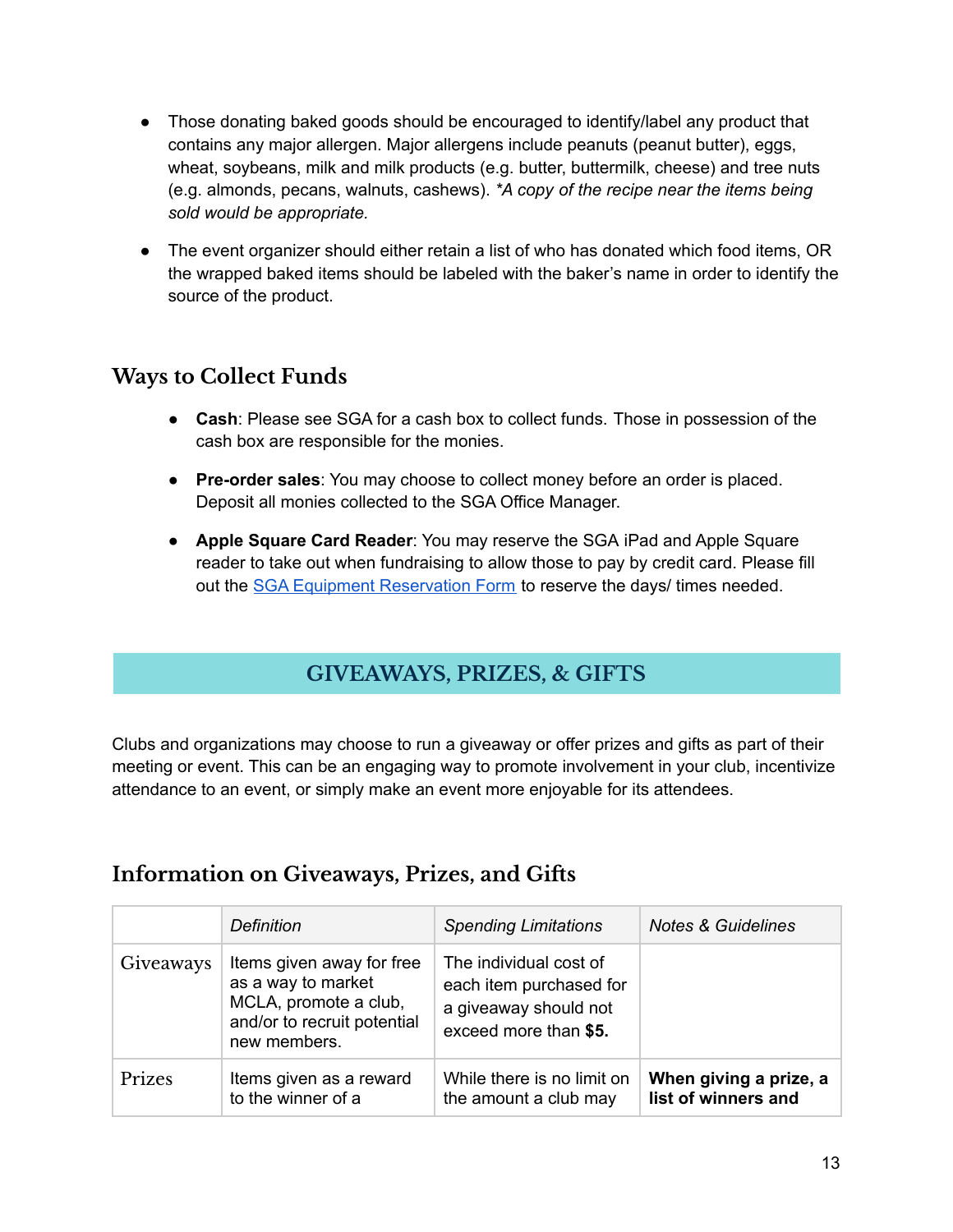- Those donating baked goods should be encouraged to identify/label any product that contains any major allergen. Major allergens include peanuts (peanut butter), eggs, wheat, soybeans, milk and milk products (e.g. butter, buttermilk, cheese) and tree nuts (e.g. almonds, pecans, walnuts, cashews). *\*A copy of the recipe near the items being sold would be appropriate.*

- The event organizer should either retain a list of who has donated which food items, OR the wrapped baked items should be labeled with the baker's name in order to identify the source of the product.

## Ways to Collect Funds

- **Cash**: Please see SGA for a cash box to collect funds. Those in possession of the cash box are responsible for the monies.

- **Pre-order sales**: You may choose to collect money before an order is placed. Deposit all monies collected to the SGA Office Manager.

- **Apple Square Card Reader**: You may reserve the SGA iPad and Apple Square reader to take out when fundraising to allow those to pay by credit card. Please fill out the SGA Equipment Reservation Form to reserve the days/ times needed.

# GIVEAWAYS, PRIZES, & GIFTS

Clubs and organizations may choose to run a giveaway or offer prizes and gifts as part of their meeting or event. This can be an engaging way to promote involvement in your club, incentivize attendance to an event, or simply make an event more enjoyable for its attendees.

## Information on Giveaways, Prizes, and Gifts

| | *Definition* | *Spending Limitations* | *Notes & Guidelines* |
|---|---|---|---|
| Giveaways | Items given away for free as a way to market MCLA, promote a club, and/or to recruit potential new members. | The individual cost of each item purchased for a giveaway should not exceed more than **$5.** | |
| Prizes | Items given as a reward to the winner of a | While there is no limit on the amount a club may | **When giving a prize, a list of winners and** |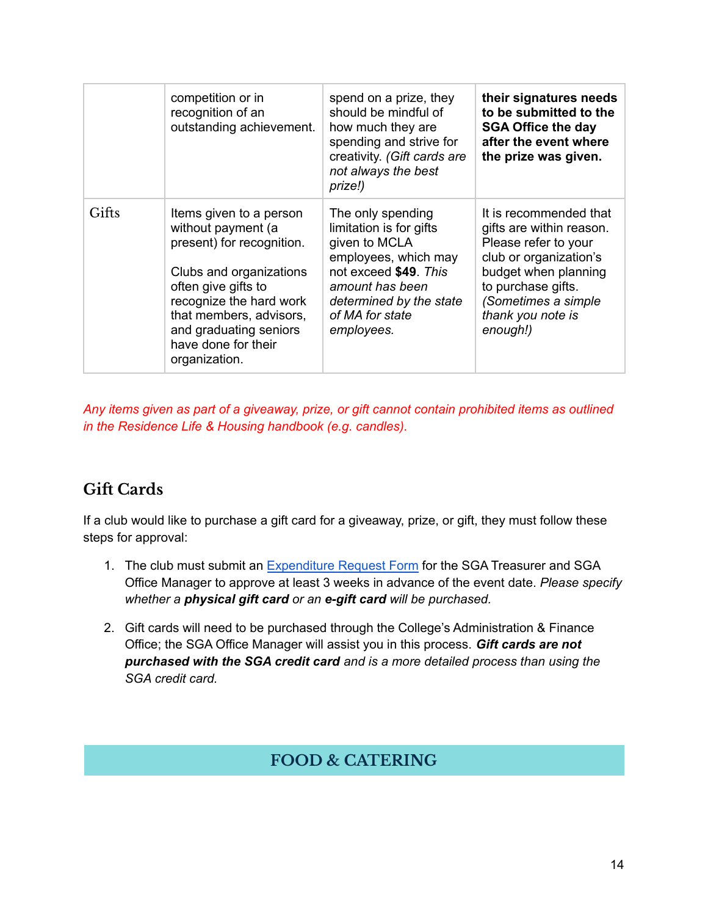| | | | |
|---|---|---|---|
| | competition or in recognition of an outstanding achievement. | spend on a prize, they should be mindful of how much they are spending and strive for creativity. *(Gift cards are not always the best prize!)* | **their signatures needs to be submitted to the SGA Office the day after the event where the prize was given.** |
| Gifts | Items given to a person without payment (a present) for recognition.<br><br>Clubs and organizations often give gifts to recognize the hard work that members, advisors, and graduating seniors have done for their organization. | The only spending limitation is for gifts given to MCLA employees, which may not exceed **$49**. *This amount has been determined by the state of MA for state employees.* | It is recommended that gifts are within reason. Please refer to your club or organization's budget when planning to purchase gifts. *(Sometimes a simple thank you note is enough!)* |

*Any items given as part of a giveaway, prize, or gift cannot contain prohibited items as outlined in the Residence Life & Housing handbook (e.g. candles).*

## Gift Cards

If a club would like to purchase a gift card for a giveaway, prize, or gift, they must follow these steps for approval:

1. The club must submit an Expenditure Request Form for the SGA Treasurer and SGA Office Manager to approve at least 3 weeks in advance of the event date. *Please specify whether a **physical gift card** or an **e-gift card** will be purchased.*
2. Gift cards will need to be purchased through the College's Administration & Finance Office; the SGA Office Manager will assist you in this process. ***Gift cards are not purchased with the SGA credit card** and is a more detailed process than using the SGA credit card.*

# FOOD & CATERING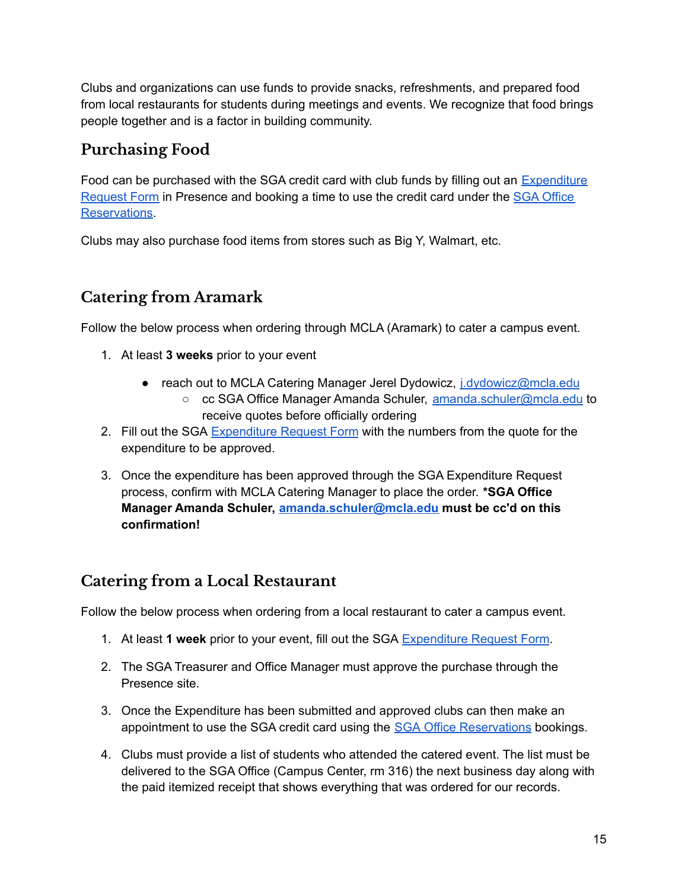Clubs and organizations can use funds to provide snacks, refreshments, and prepared food from local restaurants for students during meetings and events. We recognize that food brings people together and is a factor in building community.

## Purchasing Food

Food can be purchased with the SGA credit card with club funds by filling out an Expenditure Request Form in Presence and booking a time to use the credit card under the SGA Office Reservations.

Clubs may also purchase food items from stores such as Big Y, Walmart, etc.

## Catering from Aramark

Follow the below process when ordering through MCLA (Aramark) to cater a campus event.

1. At least **3 weeks** prior to your event
   - reach out to MCLA Catering Manager Jerel Dydowicz, j.dydowicz@mcla.edu
     - cc SGA Office Manager Amanda Schuler, amanda.schuler@mcla.edu to receive quotes before officially ordering
2. Fill out the SGA Expenditure Request Form with the numbers from the quote for the expenditure to be approved.
3. Once the expenditure has been approved through the SGA Expenditure Request process, confirm with MCLA Catering Manager to place the order. ***SGA Office Manager Amanda Schuler, amanda.schuler@mcla.edu must be cc'd on this confirmation!**

## Catering from a Local Restaurant

Follow the below process when ordering from a local restaurant to cater a campus event.

1. At least **1 week** prior to your event, fill out the SGA Expenditure Request Form.
2. The SGA Treasurer and Office Manager must approve the purchase through the Presence site.
3. Once the Expenditure has been submitted and approved clubs can then make an appointment to use the SGA credit card using the SGA Office Reservations bookings.
4. Clubs must provide a list of students who attended the catered event. The list must be delivered to the SGA Office (Campus Center, rm 316) the next business day along with the paid itemized receipt that shows everything that was ordered for our records.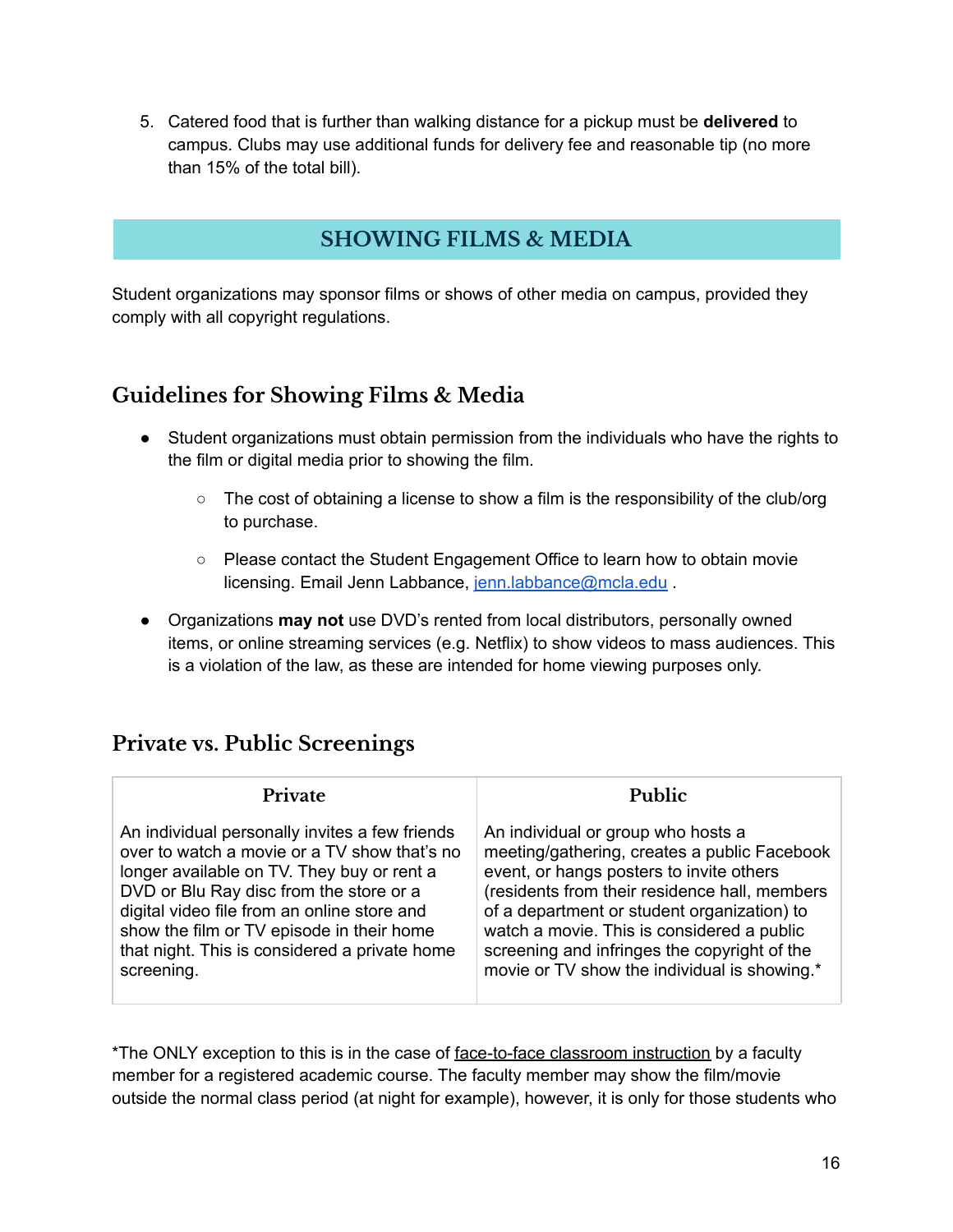5. Catered food that is further than walking distance for a pickup must be **delivered** to campus. Clubs may use additional funds for delivery fee and reasonable tip (no more than 15% of the total bill).

## SHOWING FILMS & MEDIA

Student organizations may sponsor films or shows of other media on campus, provided they comply with all copyright regulations.

### Guidelines for Showing Films & Media

- Student organizations must obtain permission from the individuals who have the rights to the film or digital media prior to showing the film.
    - The cost of obtaining a license to show a film is the responsibility of the club/org to purchase.
    - Please contact the Student Engagement Office to learn how to obtain movie licensing. Email Jenn Labbance, [jenn.labbance@mcla.edu](mailto:jenn.labbance@mcla.edu) .
- Organizations **may not** use DVD's rented from local distributors, personally owned items, or online streaming services (e.g. Netflix) to show videos to mass audiences. This is a violation of the law, as these are intended for home viewing purposes only.

### Private vs. Public Screenings

| Private | Public |
|---|---|
| An individual personally invites a few friends over to watch a movie or a TV show that's no longer available on TV. They buy or rent a DVD or Blu Ray disc from the store or a digital video file from an online store and show the film or TV episode in their home that night. This is considered a private home screening. | An individual or group who hosts a meeting/gathering, creates a public Facebook event, or hangs posters to invite others (residents from their residence hall, members of a department or student organization) to watch a movie. This is considered a public screening and infringes the copyright of the movie or TV show the individual is showing.* |

*The ONLY exception to this is in the case of face-to-face classroom instruction by a faculty member for a registered academic course. The faculty member may show the film/movie outside the normal class period (at night for example), however, it is only for those students who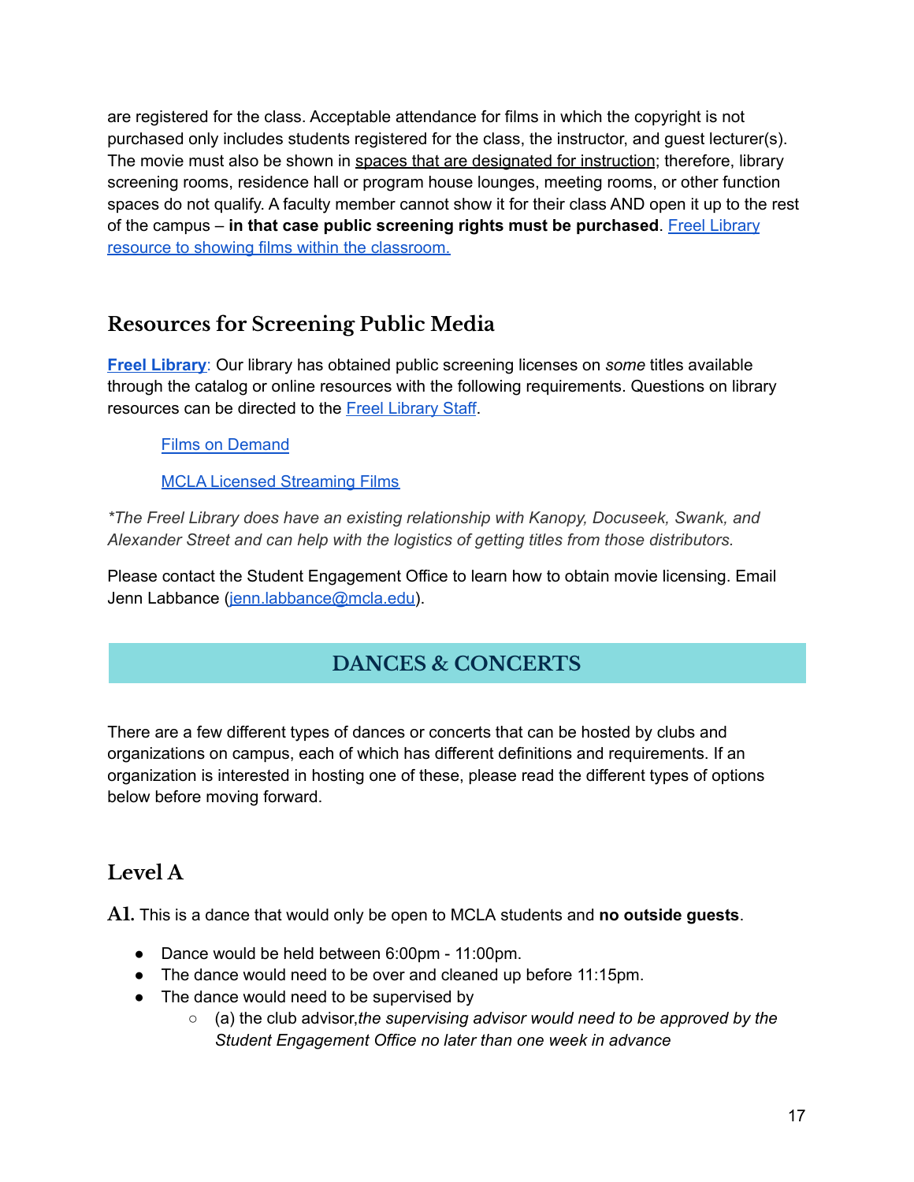are registered for the class. Acceptable attendance for films in which the copyright is not purchased only includes students registered for the class, the instructor, and guest lecturer(s). The movie must also be shown in spaces that are designated for instruction; therefore, library screening rooms, residence hall or program house lounges, meeting rooms, or other function spaces do not qualify. A faculty member cannot show it for their class AND open it up to the rest of the campus – **in that case public screening rights must be purchased**. [Freel Library resource to showing films within the classroom.]

## Resources for Screening Public Media

**[Freel Library]**: Our library has obtained public screening licenses on *some* titles available through the catalog or online resources with the following requirements. Questions on library resources can be directed to the [Freel Library Staff].

[Films on Demand]

[MCLA Licensed Streaming Films]

*\*The Freel Library does have an existing relationship with Kanopy, Docuseek, Swank, and Alexander Street and can help with the logistics of getting titles from those distributors.*

Please contact the Student Engagement Office to learn how to obtain movie licensing. Email Jenn Labbance (jenn.labbance@mcla.edu).

# DANCES & CONCERTS

There are a few different types of dances or concerts that can be hosted by clubs and organizations on campus, each of which has different definitions and requirements. If an organization is interested in hosting one of these, please read the different types of options below before moving forward.

## Level A

**A1.** This is a dance that would only be open to MCLA students and **no outside guests**.

- Dance would be held between 6:00pm - 11:00pm.
- The dance would need to be over and cleaned up before 11:15pm.
- The dance would need to be supervised by
  - (a) the club advisor,*the supervising advisor would need to be approved by the Student Engagement Office no later than one week in advance*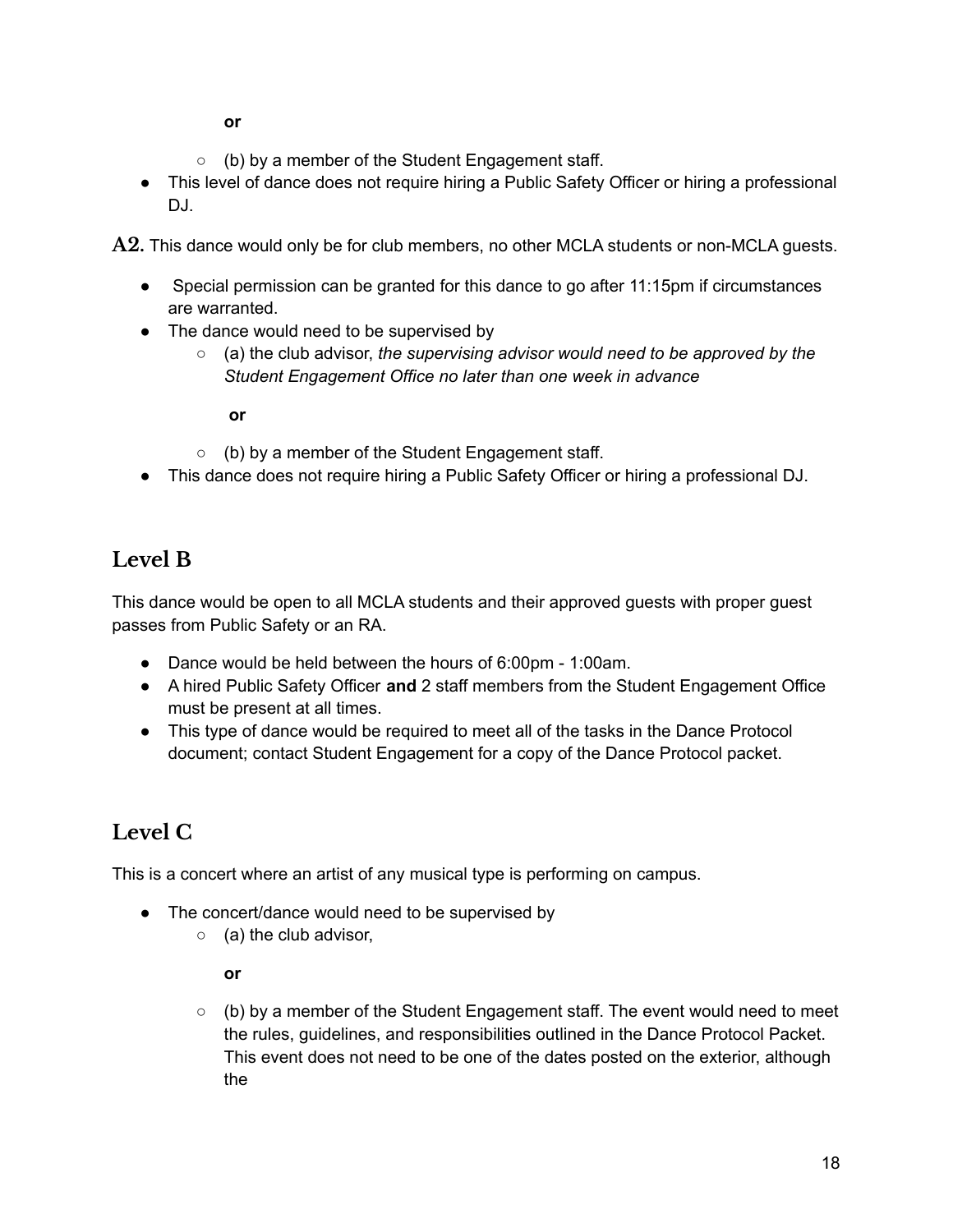**or**

- (b) by a member of the Student Engagement staff.
- This level of dance does not require hiring a Public Safety Officer or hiring a professional DJ.

**A2.** This dance would only be for club members, no other MCLA students or non-MCLA guests.

- Special permission can be granted for this dance to go after 11:15pm if circumstances are warranted.
- The dance would need to be supervised by
  - (a) the club advisor, *the supervising advisor would need to be approved by the Student Engagement Office no later than one week in advance*

    **or**

  - (b) by a member of the Student Engagement staff.
- This dance does not require hiring a Public Safety Officer or hiring a professional DJ.

## Level B

This dance would be open to all MCLA students and their approved guests with proper guest passes from Public Safety or an RA.

- Dance would be held between the hours of 6:00pm - 1:00am.
- A hired Public Safety Officer **and** 2 staff members from the Student Engagement Office must be present at all times.
- This type of dance would be required to meet all of the tasks in the Dance Protocol document; contact Student Engagement for a copy of the Dance Protocol packet.

## Level C

This is a concert where an artist of any musical type is performing on campus.

- The concert/dance would need to be supervised by
  - (a) the club advisor,

    **or**

  - (b) by a member of the Student Engagement staff. The event would need to meet the rules, guidelines, and responsibilities outlined in the Dance Protocol Packet. This event does not need to be one of the dates posted on the exterior, although the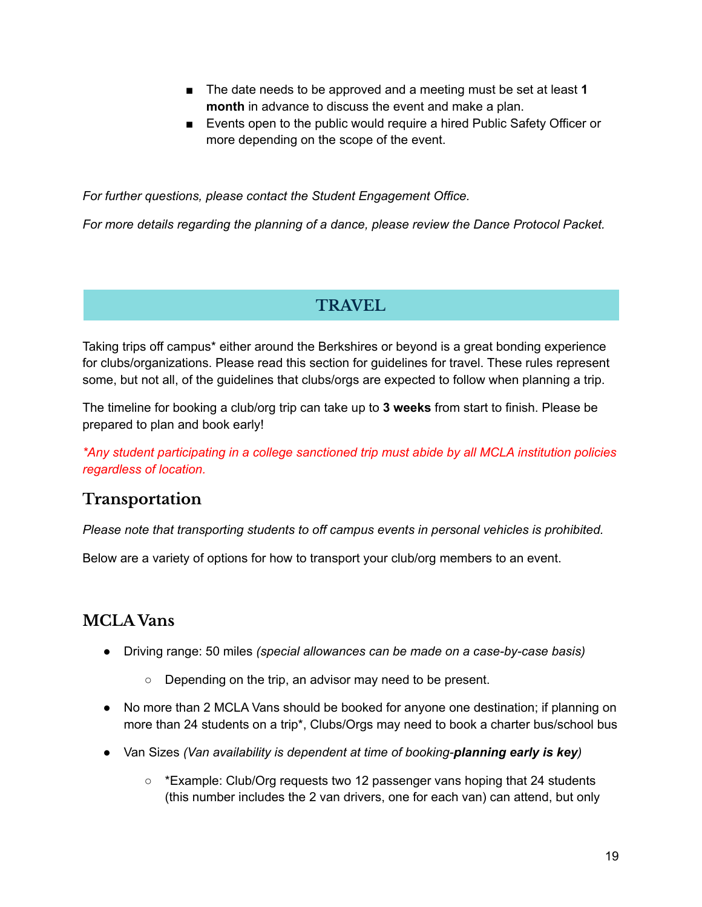- The date needs to be approved and a meeting must be set at least **1 month** in advance to discuss the event and make a plan.
- Events open to the public would require a hired Public Safety Officer or more depending on the scope of the event.

*For further questions, please contact the Student Engagement Office.*

*For more details regarding the planning of a dance, please review the Dance Protocol Packet.*

## TRAVEL

Taking trips off campus* either around the Berkshires or beyond is a great bonding experience for clubs/organizations. Please read this section for guidelines for travel. These rules represent some, but not all, of the guidelines that clubs/orgs are expected to follow when planning a trip.

The timeline for booking a club/org trip can take up to **3 weeks** from start to finish. Please be prepared to plan and book early!

*\*Any student participating in a college sanctioned trip must abide by all MCLA institution policies regardless of location.*

### Transportation

*Please note that transporting students to off campus events in personal vehicles is prohibited.*

Below are a variety of options for how to transport your club/org members to an event.

### MCLA Vans

- Driving range: 50 miles *(special allowances can be made on a case-by-case basis)*
  - Depending on the trip, an advisor may need to be present.
- No more than 2 MCLA Vans should be booked for anyone one destination; if planning on more than 24 students on a trip*, Clubs/Orgs may need to book a charter bus/school bus
- Van Sizes *(Van availability is dependent at time of booking-**planning early is key**)*
  - *Example: Club/Org requests two 12 passenger vans hoping that 24 students (this number includes the 2 van drivers, one for each van) can attend, but only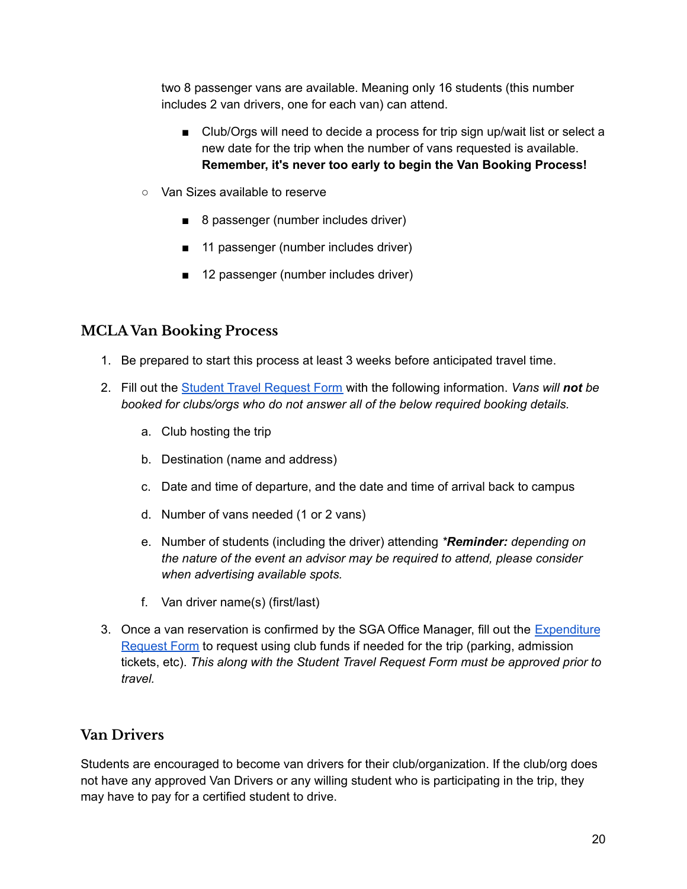two 8 passenger vans are available. Meaning only 16 students (this number includes 2 van drivers, one for each van) can attend.

- Club/Orgs will need to decide a process for trip sign up/wait list or select a new date for the trip when the number of vans requested is available. **Remember, it's never too early to begin the Van Booking Process!**

- Van Sizes available to reserve
  - 8 passenger (number includes driver)
  - 11 passenger (number includes driver)
  - 12 passenger (number includes driver)

## MCLA Van Booking Process

1. Be prepared to start this process at least 3 weeks before anticipated travel time.
2. Fill out the [Student Travel Request Form]() with the following information. *Vans will **not** be booked for clubs/orgs who do not answer all of the below required booking details.*
   a. Club hosting the trip
   b. Destination (name and address)
   c. Date and time of departure, and the date and time of arrival back to campus
   d. Number of vans needed (1 or 2 vans)
   e. Number of students (including the driver) attending *\****Reminder:*** *depending on the nature of the event an advisor may be required to attend, please consider when advertising available spots.*
   f. Van driver name(s) (first/last)
3. Once a van reservation is confirmed by the SGA Office Manager, fill out the [Expenditure Request Form]() to request using club funds if needed for the trip (parking, admission tickets, etc). *This along with the Student Travel Request Form must be approved prior to travel.*

## Van Drivers

Students are encouraged to become van drivers for their club/organization. If the club/org does not have any approved Van Drivers or any willing student who is participating in the trip, they may have to pay for a certified student to drive.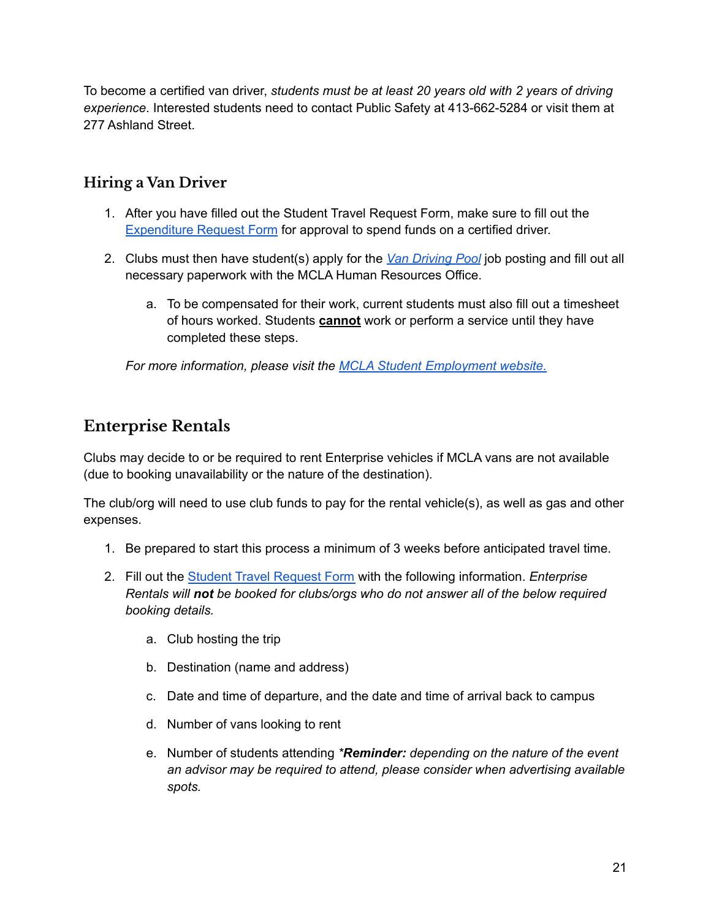To become a certified van driver, *students must be at least 20 years old with 2 years of driving experience*. Interested students need to contact Public Safety at 413-662-5284 or visit them at 277 Ashland Street.

### Hiring a Van Driver

1. After you have filled out the Student Travel Request Form, make sure to fill out the Expenditure Request Form for approval to spend funds on a certified driver.
2. Clubs must then have student(s) apply for the *Van Driving Pool* job posting and fill out all necessary paperwork with the MCLA Human Resources Office.
    a. To be compensated for their work, current students must also fill out a timesheet of hours worked. Students **cannot** work or perform a service until they have completed these steps.

*For more information, please visit the MCLA Student Employment website.*

## Enterprise Rentals

Clubs may decide to or be required to rent Enterprise vehicles if MCLA vans are not available (due to booking unavailability or the nature of the destination).

The club/org will need to use club funds to pay for the rental vehicle(s), as well as gas and other expenses.

1. Be prepared to start this process a minimum of 3 weeks before anticipated travel time.
2. Fill out the Student Travel Request Form with the following information. *Enterprise Rentals will **not** be booked for clubs/orgs who do not answer all of the below required booking details.*
    a. Club hosting the trip
    b. Destination (name and address)
    c. Date and time of departure, and the date and time of arrival back to campus
    d. Number of vans looking to rent
    e. Number of students attending ****Reminder:** depending on the nature of the event an advisor may be required to attend, please consider when advertising available spots.*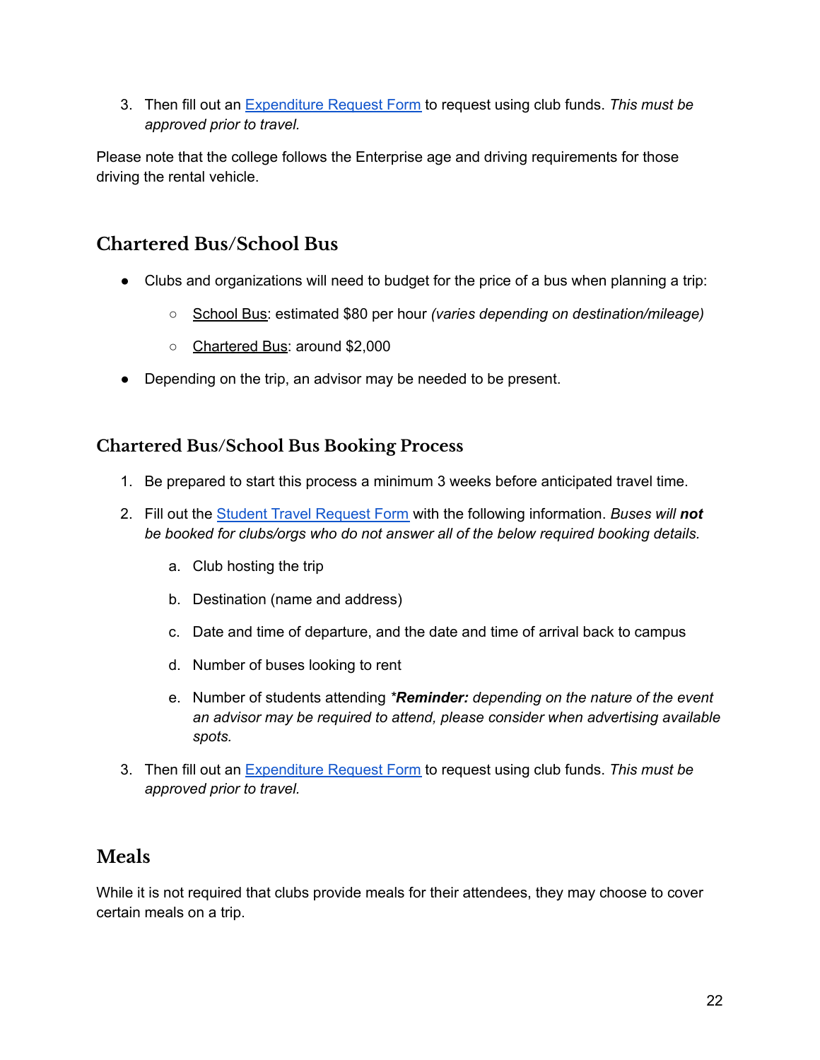3. Then fill out an [Expenditure Request Form]() to request using club funds. *This must be approved prior to travel.*

Please note that the college follows the Enterprise age and driving requirements for those driving the rental vehicle.

## Chartered Bus/School Bus

- Clubs and organizations will need to budget for the price of a bus when planning a trip:
  - School Bus: estimated $80 per hour *(varies depending on destination/mileage)*
  - Chartered Bus: around $2,000
- Depending on the trip, an advisor may be needed to be present.

### Chartered Bus/School Bus Booking Process

1. Be prepared to start this process a minimum 3 weeks before anticipated travel time.
2. Fill out the [Student Travel Request Form]() with the following information. *Buses will **not** be booked for clubs/orgs who do not answer all of the below required booking details.*
   a. Club hosting the trip
   b. Destination (name and address)
   c. Date and time of departure, and the date and time of arrival back to campus
   d. Number of buses looking to rent
   e. Number of students attending **Reminder:** *depending on the nature of the event an advisor may be required to attend, please consider when advertising available spots.*
3. Then fill out an [Expenditure Request Form]() to request using club funds. *This must be approved prior to travel.*

## Meals

While it is not required that clubs provide meals for their attendees, they may choose to cover certain meals on a trip.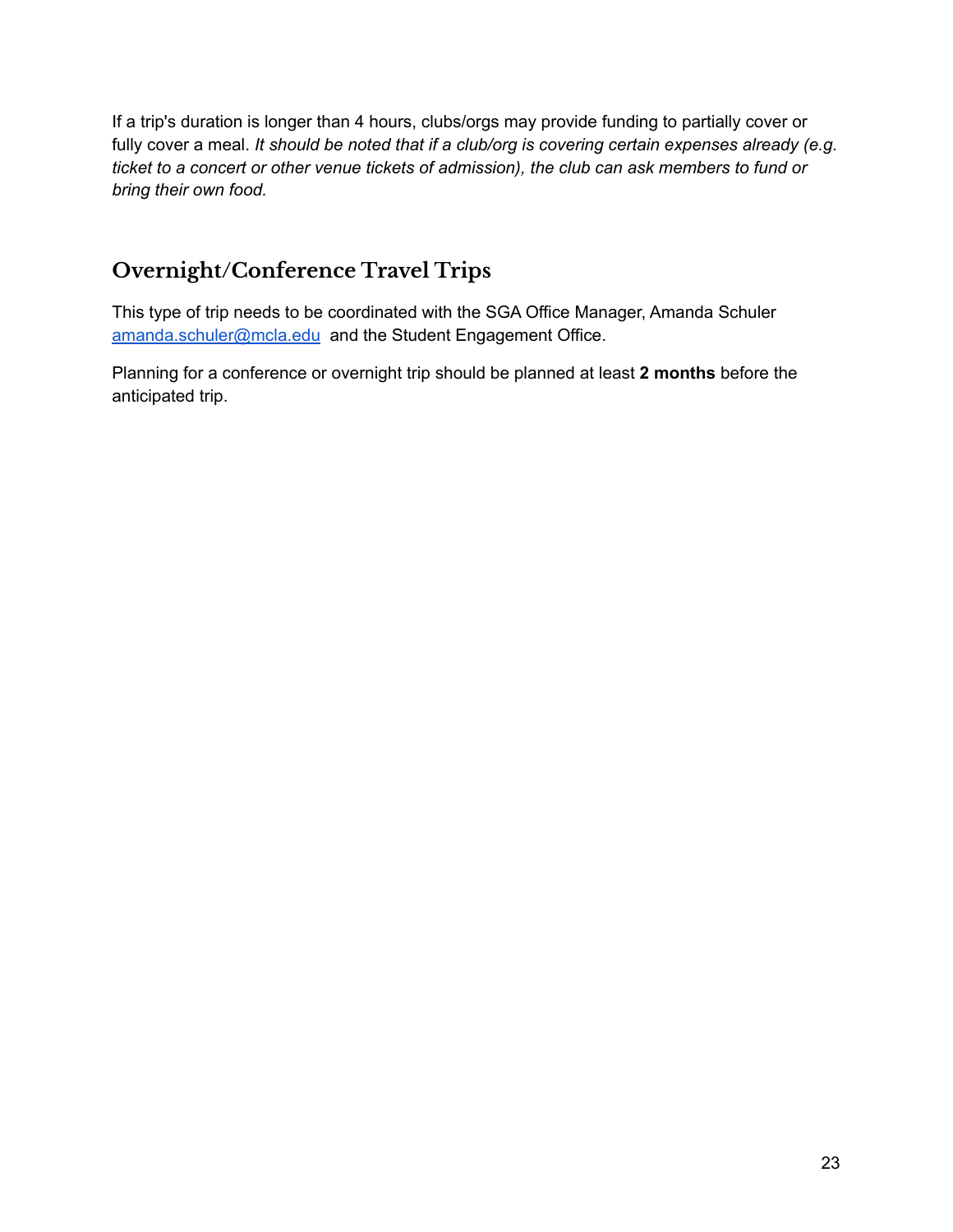If a trip's duration is longer than 4 hours, clubs/orgs may provide funding to partially cover or fully cover a meal. *It should be noted that if a club/org is covering certain expenses already (e.g. ticket to a concert or other venue tickets of admission), the club can ask members to fund or bring their own food.*

## Overnight/Conference Travel Trips

This type of trip needs to be coordinated with the SGA Office Manager, Amanda Schuler [amanda.schuler@mcla.edu](mailto:amanda.schuler@mcla.edu) and the Student Engagement Office.

Planning for a conference or overnight trip should be planned at least **2 months** before the anticipated trip.